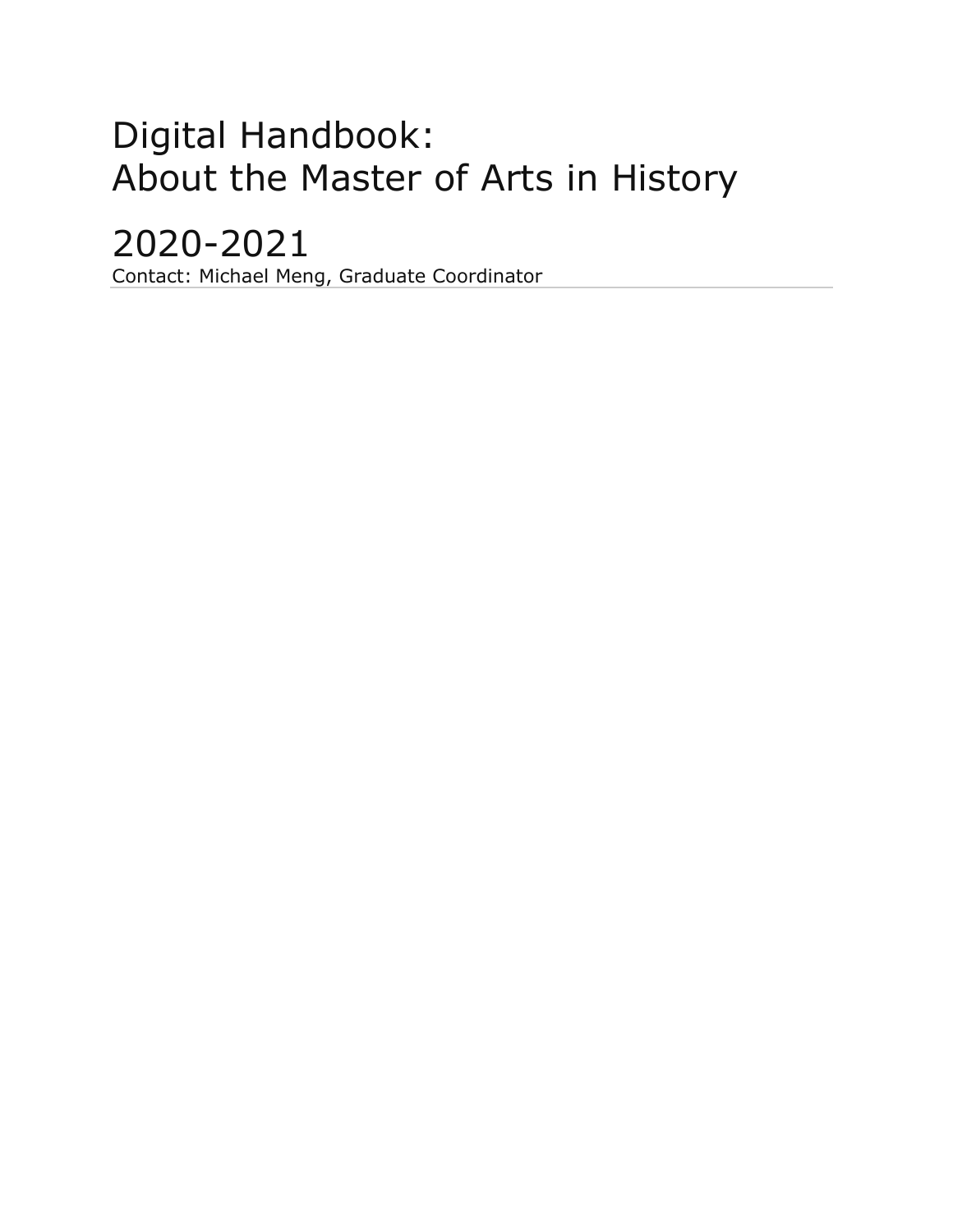# Digital Handbook:
# About the Master of Arts in History

## 2020-2021

Contact: Michael Meng, Graduate Coordinator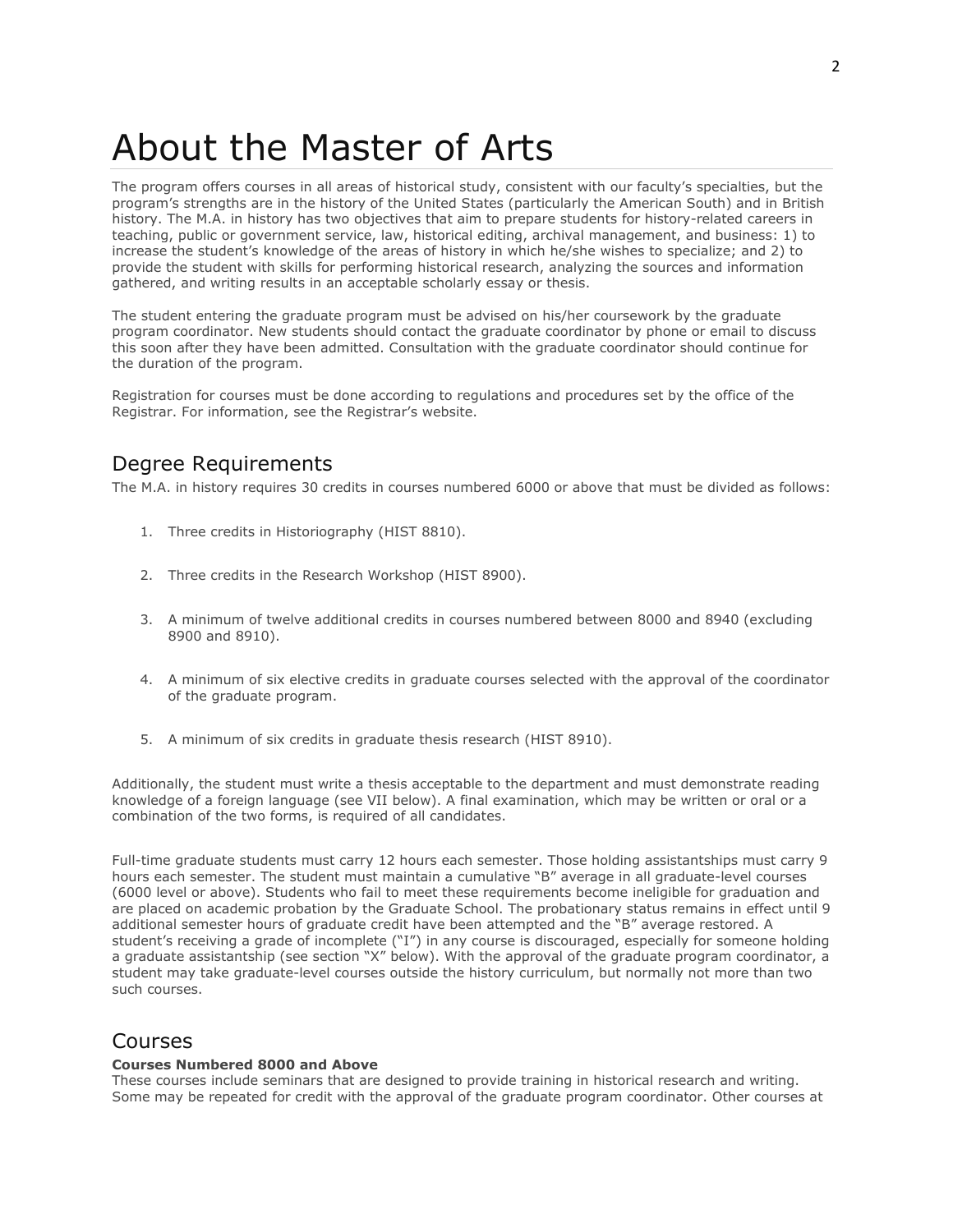# About the Master of Arts

The program offers courses in all areas of historical study, consistent with our faculty's specialties, but the program's strengths are in the history of the United States (particularly the American South) and in British history. The M.A. in history has two objectives that aim to prepare students for history-related careers in teaching, public or government service, law, historical editing, archival management, and business: 1) to increase the student's knowledge of the areas of history in which he/she wishes to specialize; and 2) to provide the student with skills for performing historical research, analyzing the sources and information gathered, and writing results in an acceptable scholarly essay or thesis.

The student entering the graduate program must be advised on his/her coursework by the graduate program coordinator. New students should contact the graduate coordinator by phone or email to discuss this soon after they have been admitted. Consultation with the graduate coordinator should continue for the duration of the program.

Registration for courses must be done according to regulations and procedures set by the office of the Registrar. For information, see the Registrar's website.

## Degree Requirements

The M.A. in history requires 30 credits in courses numbered 6000 or above that must be divided as follows:

1. Three credits in Historiography (HIST 8810).
2. Three credits in the Research Workshop (HIST 8900).
3. A minimum of twelve additional credits in courses numbered between 8000 and 8940 (excluding 8900 and 8910).
4. A minimum of six elective credits in graduate courses selected with the approval of the coordinator of the graduate program.
5. A minimum of six credits in graduate thesis research (HIST 8910).

Additionally, the student must write a thesis acceptable to the department and must demonstrate reading knowledge of a foreign language (see VII below). A final examination, which may be written or oral or a combination of the two forms, is required of all candidates.

Full-time graduate students must carry 12 hours each semester. Those holding assistantships must carry 9 hours each semester. The student must maintain a cumulative "B" average in all graduate-level courses (6000 level or above). Students who fail to meet these requirements become ineligible for graduation and are placed on academic probation by the Graduate School. The probationary status remains in effect until 9 additional semester hours of graduate credit have been attempted and the "B" average restored. A student's receiving a grade of incomplete ("I") in any course is discouraged, especially for someone holding a graduate assistantship (see section "X" below). With the approval of the graduate program coordinator, a student may take graduate-level courses outside the history curriculum, but normally not more than two such courses.

## Courses

**Courses Numbered 8000 and Above**

These courses include seminars that are designed to provide training in historical research and writing. Some may be repeated for credit with the approval of the graduate program coordinator. Other courses at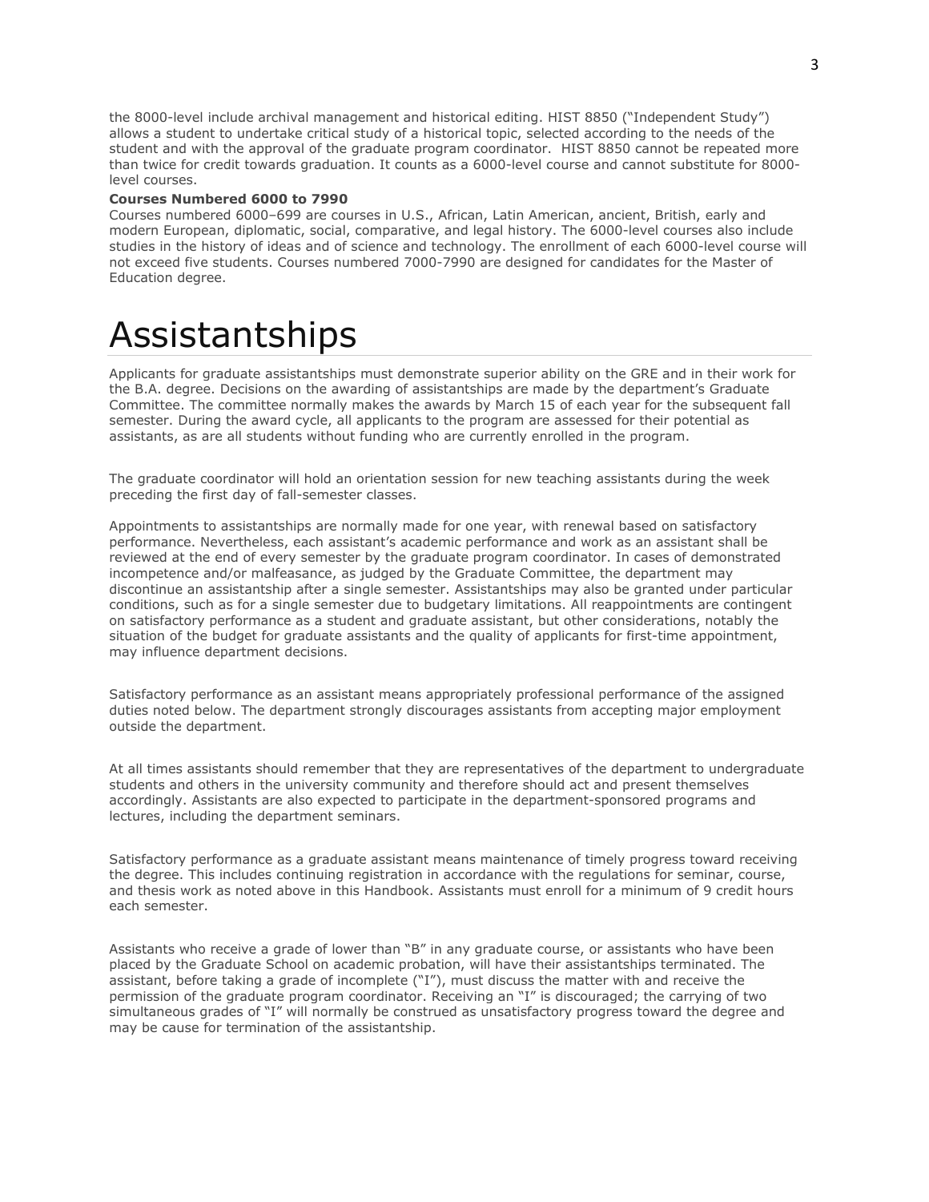the 8000-level include archival management and historical editing. HIST 8850 ("Independent Study") allows a student to undertake critical study of a historical topic, selected according to the needs of the student and with the approval of the graduate program coordinator. HIST 8850 cannot be repeated more than twice for credit towards graduation. It counts as a 6000-level course and cannot substitute for 8000-level courses.

**Courses Numbered 6000 to 7990**

Courses numbered 6000–699 are courses in U.S., African, Latin American, ancient, British, early and modern European, diplomatic, social, comparative, and legal history. The 6000-level courses also include studies in the history of ideas and of science and technology. The enrollment of each 6000-level course will not exceed five students. Courses numbered 7000-7990 are designed for candidates for the Master of Education degree.

# Assistantships

Applicants for graduate assistantships must demonstrate superior ability on the GRE and in their work for the B.A. degree. Decisions on the awarding of assistantships are made by the department's Graduate Committee. The committee normally makes the awards by March 15 of each year for the subsequent fall semester. During the award cycle, all applicants to the program are assessed for their potential as assistants, as are all students without funding who are currently enrolled in the program.

The graduate coordinator will hold an orientation session for new teaching assistants during the week preceding the first day of fall-semester classes.

Appointments to assistantships are normally made for one year, with renewal based on satisfactory performance. Nevertheless, each assistant's academic performance and work as an assistant shall be reviewed at the end of every semester by the graduate program coordinator. In cases of demonstrated incompetence and/or malfeasance, as judged by the Graduate Committee, the department may discontinue an assistantship after a single semester. Assistantships may also be granted under particular conditions, such as for a single semester due to budgetary limitations. All reappointments are contingent on satisfactory performance as a student and graduate assistant, but other considerations, notably the situation of the budget for graduate assistants and the quality of applicants for first-time appointment, may influence department decisions.

Satisfactory performance as an assistant means appropriately professional performance of the assigned duties noted below. The department strongly discourages assistants from accepting major employment outside the department.

At all times assistants should remember that they are representatives of the department to undergraduate students and others in the university community and therefore should act and present themselves accordingly. Assistants are also expected to participate in the department-sponsored programs and lectures, including the department seminars.

Satisfactory performance as a graduate assistant means maintenance of timely progress toward receiving the degree. This includes continuing registration in accordance with the regulations for seminar, course, and thesis work as noted above in this Handbook. Assistants must enroll for a minimum of 9 credit hours each semester.

Assistants who receive a grade of lower than "B" in any graduate course, or assistants who have been placed by the Graduate School on academic probation, will have their assistantships terminated. The assistant, before taking a grade of incomplete ("I"), must discuss the matter with and receive the permission of the graduate program coordinator. Receiving an "I" is discouraged; the carrying of two simultaneous grades of "I" will normally be construed as unsatisfactory progress toward the degree and may be cause for termination of the assistantship.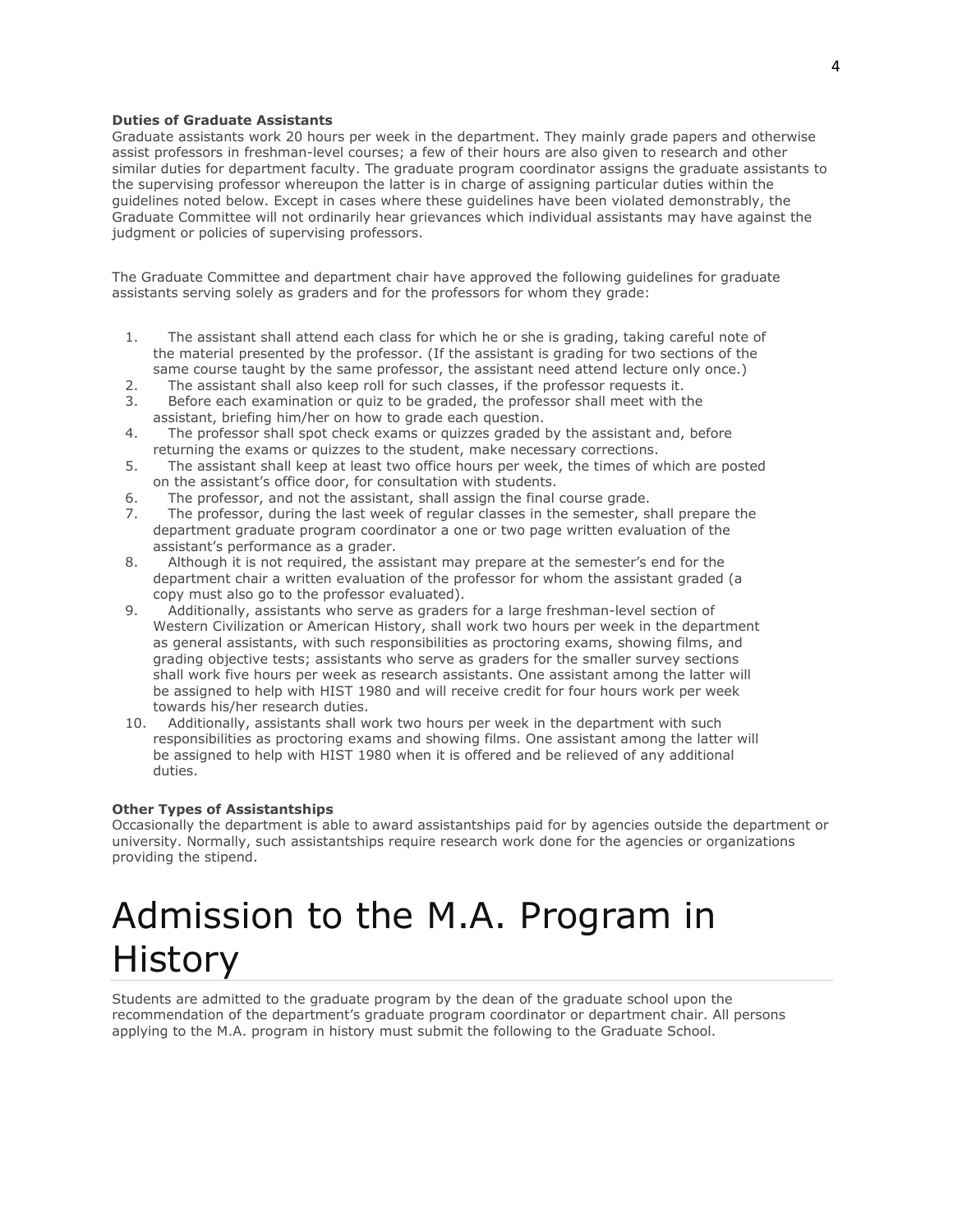**Duties of Graduate Assistants**
Graduate assistants work 20 hours per week in the department. They mainly grade papers and otherwise assist professors in freshman-level courses; a few of their hours are also given to research and other similar duties for department faculty. The graduate program coordinator assigns the graduate assistants to the supervising professor whereupon the latter is in charge of assigning particular duties within the guidelines noted below. Except in cases where these guidelines have been violated demonstrably, the Graduate Committee will not ordinarily hear grievances which individual assistants may have against the judgment or policies of supervising professors.

The Graduate Committee and department chair have approved the following guidelines for graduate assistants serving solely as graders and for the professors for whom they grade:

1. The assistant shall attend each class for which he or she is grading, taking careful note of the material presented by the professor. (If the assistant is grading for two sections of the same course taught by the same professor, the assistant need attend lecture only once.)
2. The assistant shall also keep roll for such classes, if the professor requests it.
3. Before each examination or quiz to be graded, the professor shall meet with the assistant, briefing him/her on how to grade each question.
4. The professor shall spot check exams or quizzes graded by the assistant and, before returning the exams or quizzes to the student, make necessary corrections.
5. The assistant shall keep at least two office hours per week, the times of which are posted on the assistant's office door, for consultation with students.
6. The professor, and not the assistant, shall assign the final course grade.
7. The professor, during the last week of regular classes in the semester, shall prepare the department graduate program coordinator a one or two page written evaluation of the assistant's performance as a grader.
8. Although it is not required, the assistant may prepare at the semester's end for the department chair a written evaluation of the professor for whom the assistant graded (a copy must also go to the professor evaluated).
9. Additionally, assistants who serve as graders for a large freshman-level section of Western Civilization or American History, shall work two hours per week in the department as general assistants, with such responsibilities as proctoring exams, showing films, and grading objective tests; assistants who serve as graders for the smaller survey sections shall work five hours per week as research assistants. One assistant among the latter will be assigned to help with HIST 1980 and will receive credit for four hours work per week towards his/her research duties.
10. Additionally, assistants shall work two hours per week in the department with such responsibilities as proctoring exams and showing films. One assistant among the latter will be assigned to help with HIST 1980 when it is offered and be relieved of any additional duties.

**Other Types of Assistantships**
Occasionally the department is able to award assistantships paid for by agencies outside the department or university. Normally, such assistantships require research work done for the agencies or organizations providing the stipend.

# Admission to the M.A. Program in History

Students are admitted to the graduate program by the dean of the graduate school upon the recommendation of the department's graduate program coordinator or department chair. All persons applying to the M.A. program in history must submit the following to the Graduate School.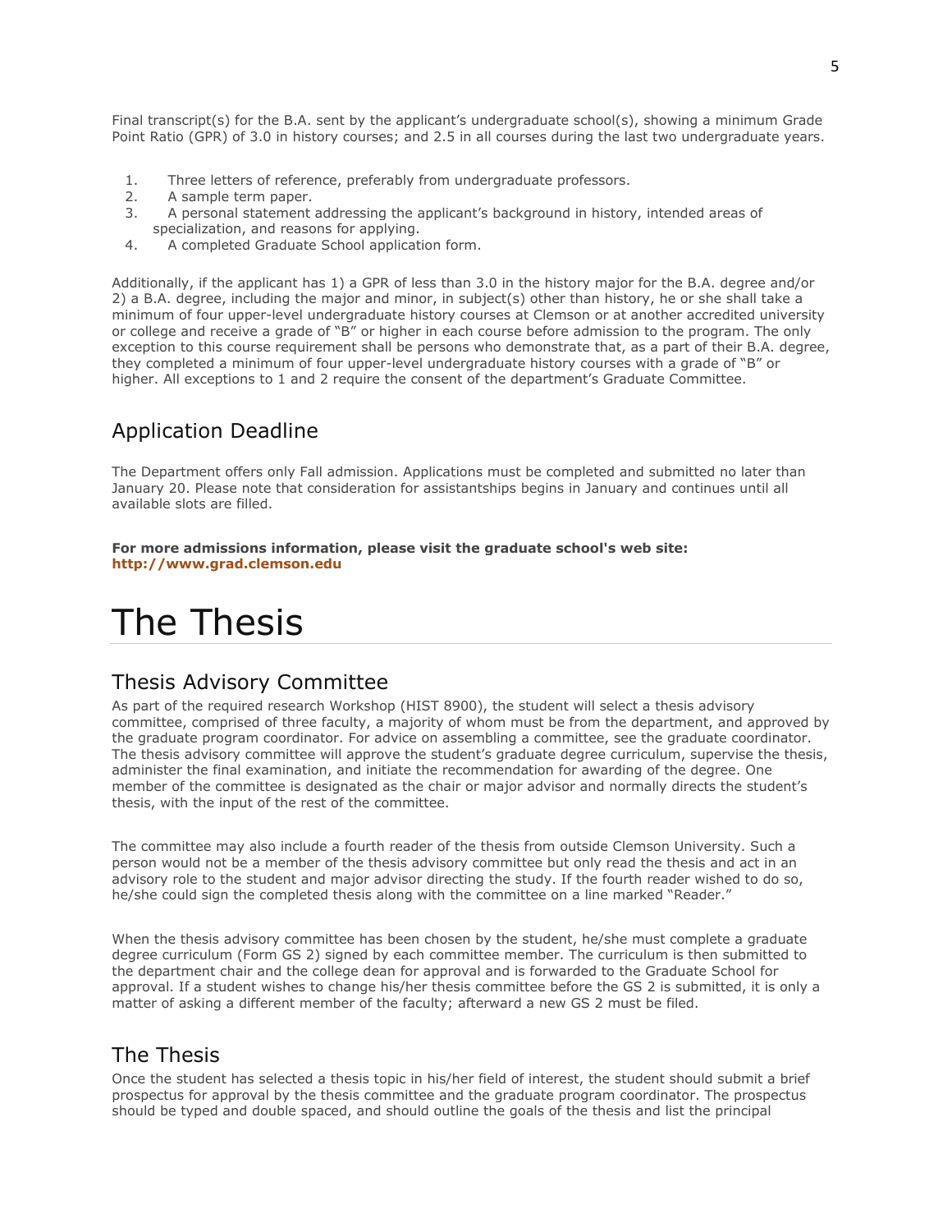Final transcript(s) for the B.A. sent by the applicant's undergraduate school(s), showing a minimum Grade Point Ratio (GPR) of 3.0 in history courses; and 2.5 in all courses during the last two undergraduate years.

1. Three letters of reference, preferably from undergraduate professors.
2. A sample term paper.
3. A personal statement addressing the applicant's background in history, intended areas of specialization, and reasons for applying.
4. A completed Graduate School application form.

Additionally, if the applicant has 1) a GPR of less than 3.0 in the history major for the B.A. degree and/or 2) a B.A. degree, including the major and minor, in subject(s) other than history, he or she shall take a minimum of four upper-level undergraduate history courses at Clemson or at another accredited university or college and receive a grade of "B" or higher in each course before admission to the program. The only exception to this course requirement shall be persons who demonstrate that, as a part of their B.A. degree, they completed a minimum of four upper-level undergraduate history courses with a grade of "B" or higher. All exceptions to 1 and 2 require the consent of the department's Graduate Committee.

## Application Deadline

The Department offers only Fall admission. Applications must be completed and submitted no later than January 20. Please note that consideration for assistantships begins in January and continues until all available slots are filled.

**For more admissions information, please visit the graduate school's web site: http://www.grad.clemson.edu**

# The Thesis

## Thesis Advisory Committee

As part of the required research Workshop (HIST 8900), the student will select a thesis advisory committee, comprised of three faculty, a majority of whom must be from the department, and approved by the graduate program coordinator. For advice on assembling a committee, see the graduate coordinator. The thesis advisory committee will approve the student's graduate degree curriculum, supervise the thesis, administer the final examination, and initiate the recommendation for awarding of the degree. One member of the committee is designated as the chair or major advisor and normally directs the student's thesis, with the input of the rest of the committee.

The committee may also include a fourth reader of the thesis from outside Clemson University. Such a person would not be a member of the thesis advisory committee but only read the thesis and act in an advisory role to the student and major advisor directing the study. If the fourth reader wished to do so, he/she could sign the completed thesis along with the committee on a line marked "Reader."

When the thesis advisory committee has been chosen by the student, he/she must complete a graduate degree curriculum (Form GS 2) signed by each committee member. The curriculum is then submitted to the department chair and the college dean for approval and is forwarded to the Graduate School for approval. If a student wishes to change his/her thesis committee before the GS 2 is submitted, it is only a matter of asking a different member of the faculty; afterward a new GS 2 must be filed.

## The Thesis

Once the student has selected a thesis topic in his/her field of interest, the student should submit a brief prospectus for approval by the thesis committee and the graduate program coordinator. The prospectus should be typed and double spaced, and should outline the goals of the thesis and list the principal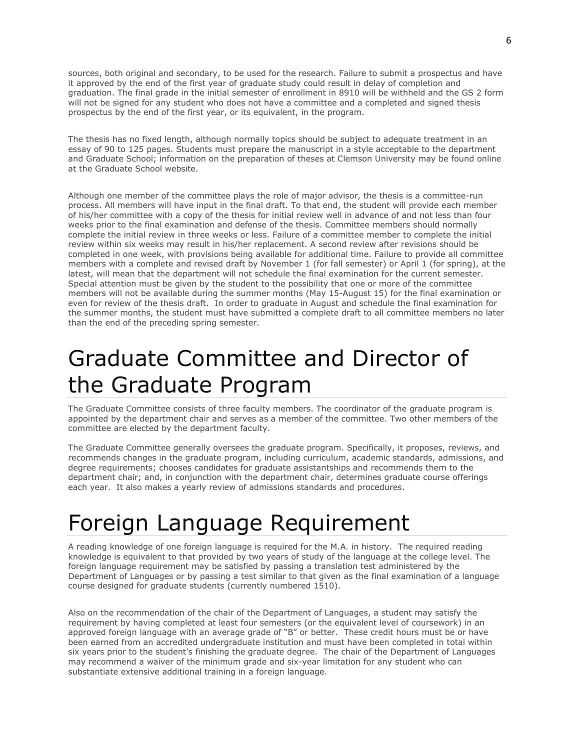sources, both original and secondary, to be used for the research. Failure to submit a prospectus and have it approved by the end of the first year of graduate study could result in delay of completion and graduation. The final grade in the initial semester of enrollment in 8910 will be withheld and the GS 2 form will not be signed for any student who does not have a committee and a completed and signed thesis prospectus by the end of the first year, or its equivalent, in the program.

The thesis has no fixed length, although normally topics should be subject to adequate treatment in an essay of 90 to 125 pages. Students must prepare the manuscript in a style acceptable to the department and Graduate School; information on the preparation of theses at Clemson University may be found online at the Graduate School website.

Although one member of the committee plays the role of major advisor, the thesis is a committee-run process. All members will have input in the final draft. To that end, the student will provide each member of his/her committee with a copy of the thesis for initial review well in advance of and not less than four weeks prior to the final examination and defense of the thesis. Committee members should normally complete the initial review in three weeks or less. Failure of a committee member to complete the initial review within six weeks may result in his/her replacement. A second review after revisions should be completed in one week, with provisions being available for additional time. Failure to provide all committee members with a complete and revised draft by November 1 (for fall semester) or April 1 (for spring), at the latest, will mean that the department will not schedule the final examination for the current semester. Special attention must be given by the student to the possibility that one or more of the committee members will not be available during the summer months (May 15-August 15) for the final examination or even for review of the thesis draft. In order to graduate in August and schedule the final examination for the summer months, the student must have submitted a complete draft to all committee members no later than the end of the preceding spring semester.

# Graduate Committee and Director of the Graduate Program

The Graduate Committee consists of three faculty members. The coordinator of the graduate program is appointed by the department chair and serves as a member of the committee. Two other members of the committee are elected by the department faculty.

The Graduate Committee generally oversees the graduate program. Specifically, it proposes, reviews, and recommends changes in the graduate program, including curriculum, academic standards, admissions, and degree requirements; chooses candidates for graduate assistantships and recommends them to the department chair; and, in conjunction with the department chair, determines graduate course offerings each year. It also makes a yearly review of admissions standards and procedures.

# Foreign Language Requirement

A reading knowledge of one foreign language is required for the M.A. in history. The required reading knowledge is equivalent to that provided by two years of study of the language at the college level. The foreign language requirement may be satisfied by passing a translation test administered by the Department of Languages or by passing a test similar to that given as the final examination of a language course designed for graduate students (currently numbered 1510).

Also on the recommendation of the chair of the Department of Languages, a student may satisfy the requirement by having completed at least four semesters (or the equivalent level of coursework) in an approved foreign language with an average grade of "B" or better. These credit hours must be or have been earned from an accredited undergraduate institution and must have been completed in total within six years prior to the student's finishing the graduate degree. The chair of the Department of Languages may recommend a waiver of the minimum grade and six-year limitation for any student who can substantiate extensive additional training in a foreign language.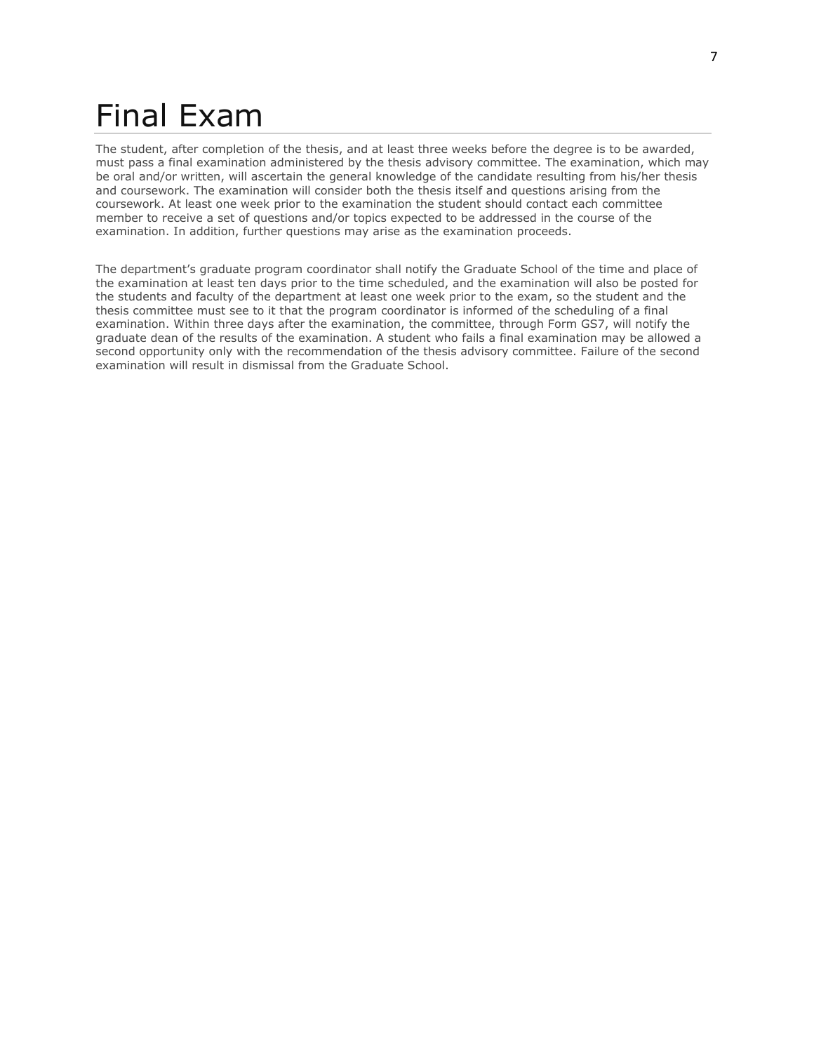# Final Exam

The student, after completion of the thesis, and at least three weeks before the degree is to be awarded, must pass a final examination administered by the thesis advisory committee. The examination, which may be oral and/or written, will ascertain the general knowledge of the candidate resulting from his/her thesis and coursework. The examination will consider both the thesis itself and questions arising from the coursework. At least one week prior to the examination the student should contact each committee member to receive a set of questions and/or topics expected to be addressed in the course of the examination. In addition, further questions may arise as the examination proceeds.

The department's graduate program coordinator shall notify the Graduate School of the time and place of the examination at least ten days prior to the time scheduled, and the examination will also be posted for the students and faculty of the department at least one week prior to the exam, so the student and the thesis committee must see to it that the program coordinator is informed of the scheduling of a final examination. Within three days after the examination, the committee, through Form GS7, will notify the graduate dean of the results of the examination. A student who fails a final examination may be allowed a second opportunity only with the recommendation of the thesis advisory committee. Failure of the second examination will result in dismissal from the Graduate School.